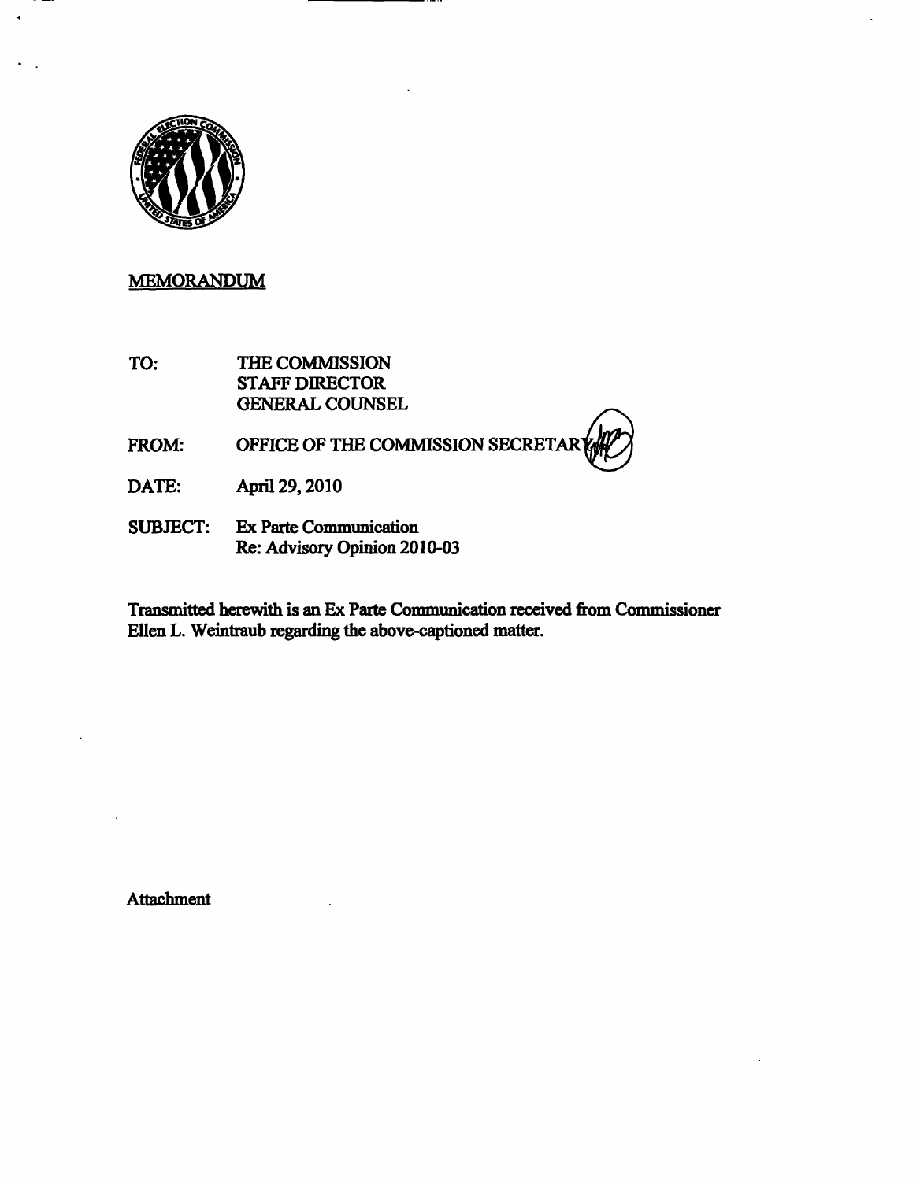## MEMORANDUM

TO: THE COMMISSION
STAFF DIRECTOR
GENERAL COUNSEL

FROM: OFFICE OF THE COMMISSION SECRETARY

DATE: April 29, 2010

SUBJECT: Ex Parte Communication
Re: Advisory Opinion 2010-03

Transmitted herewith is an Ex Parte Communication received from Commissioner Ellen L. Weintraub regarding the above-captioned matter.

Attachment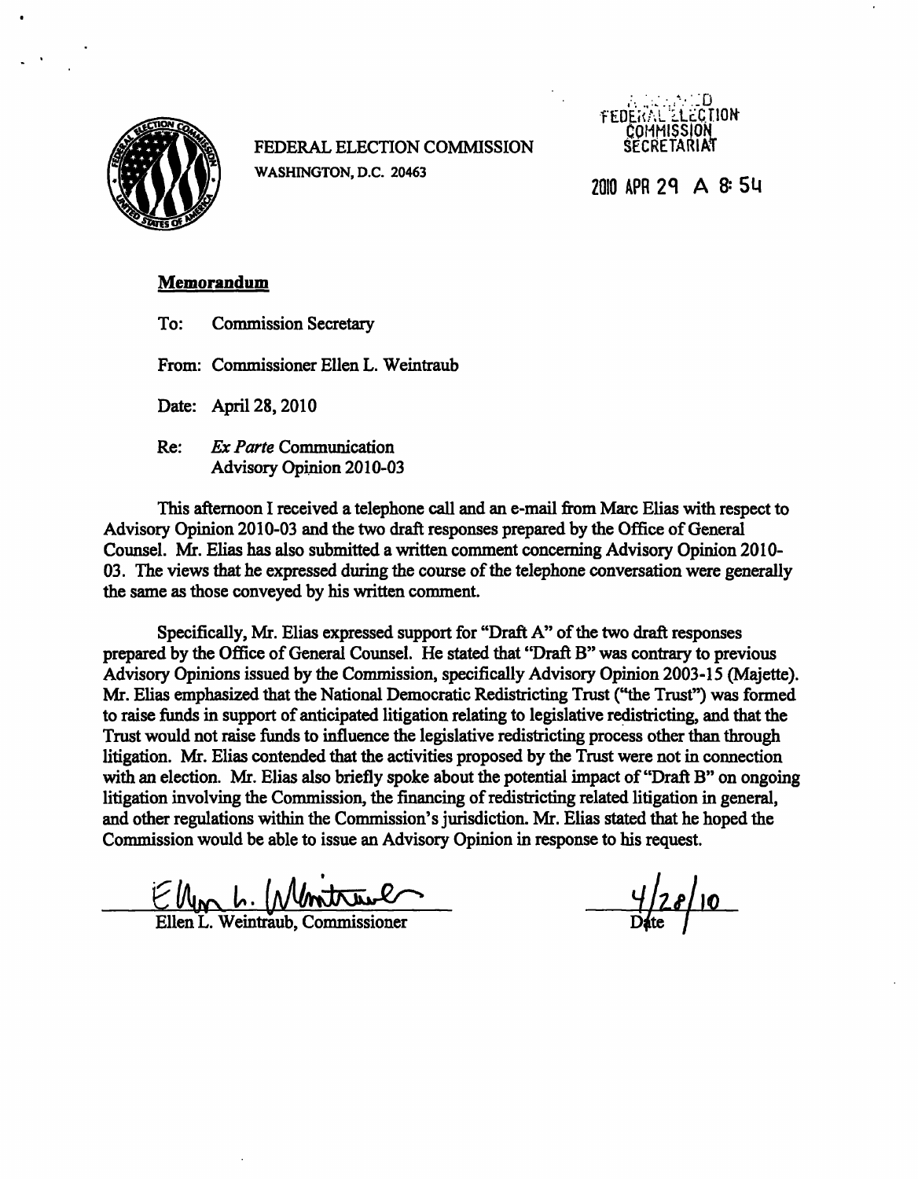FEDERAL ELECTION COMMISSION
WASHINGTON, D.C. 20463

RECEIVED
FEDERAL ELECTION COMMISSION SECRETARIAT

2010 APR 29 A 8:54

**Memorandum**

To: Commission Secretary

From: Commissioner Ellen L. Weintraub

Date: April 28, 2010

Re: *Ex Parte* Communication
Advisory Opinion 2010-03

This afternoon I received a telephone call and an e-mail from Marc Elias with respect to Advisory Opinion 2010-03 and the two draft responses prepared by the Office of General Counsel. Mr. Elias has also submitted a written comment concerning Advisory Opinion 2010-03. The views that he expressed during the course of the telephone conversation were generally the same as those conveyed by his written comment.

Specifically, Mr. Elias expressed support for "Draft A" of the two draft responses prepared by the Office of General Counsel. He stated that "Draft B" was contrary to previous Advisory Opinions issued by the Commission, specifically Advisory Opinion 2003-15 (Majette). Mr. Elias emphasized that the National Democratic Redistricting Trust ("the Trust") was formed to raise funds in support of anticipated litigation relating to legislative redistricting, and that the Trust would not raise funds to influence the legislative redistricting process other than through litigation. Mr. Elias contended that the activities proposed by the Trust were not in connection with an election. Mr. Elias also briefly spoke about the potential impact of "Draft B" on ongoing litigation involving the Commission, the financing of redistricting related litigation in general, and other regulations within the Commission's jurisdiction. Mr. Elias stated that he hoped the Commission would be able to issue an Advisory Opinion in response to his request.

Ellen L. Weintraub, Commissioner

4/28/10
Date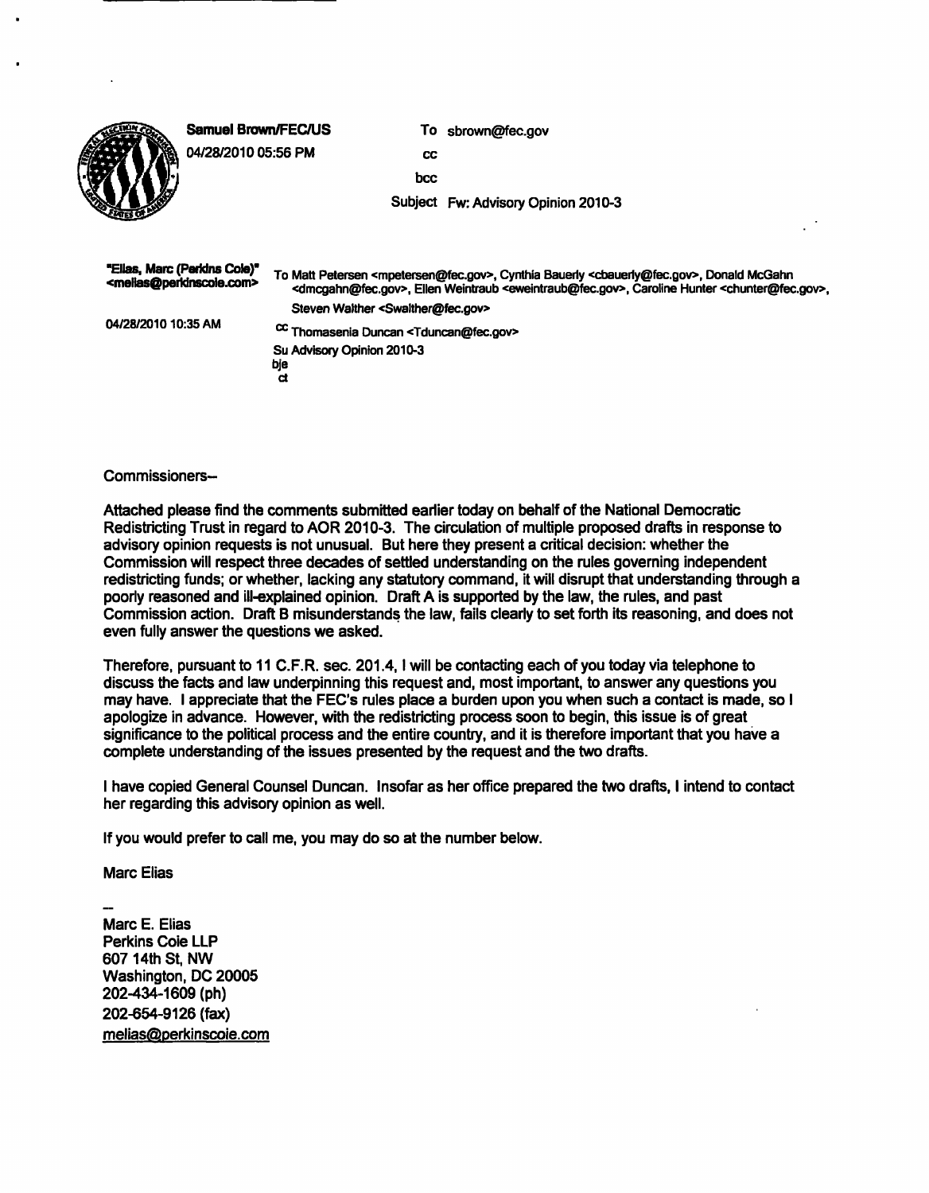**Samuel Brown/FEC/US**

04/28/2010 05:56 PM

To sbrown@fec.gov

cc

bcc

Subject Fw: Advisory Opinion 2010-3

**"Elias, Marc (Perkins Coie)" <melias@perkinscoie.com>**

04/28/2010 10:35 AM

To Matt Petersen <mpetersen@fec.gov>, Cynthia Bauerly <cbauerly@fec.gov>, Donald McGahn <dmcgahn@fec.gov>, Ellen Weintraub <eweintraub@fec.gov>, Caroline Hunter <chunter@fec.gov>, Steven Walther <Swalther@fec.gov>

cc Thomasenia Duncan <Tduncan@fec.gov>

Subject Advisory Opinion 2010-3

Commissioners--

Attached please find the comments submitted earlier today on behalf of the National Democratic Redistricting Trust in regard to AOR 2010-3. The circulation of multiple proposed drafts in response to advisory opinion requests is not unusual. But here they present a critical decision: whether the Commission will respect three decades of settled understanding on the rules governing independent redistricting funds; or whether, lacking any statutory command, it will disrupt that understanding through a poorly reasoned and ill-explained opinion. Draft A is supported by the law, the rules, and past Commission action. Draft B misunderstands the law, fails clearly to set forth its reasoning, and does not even fully answer the questions we asked.

Therefore, pursuant to 11 C.F.R. sec. 201.4, I will be contacting each of you today via telephone to discuss the facts and law underpinning this request and, most important, to answer any questions you may have. I appreciate that the FEC's rules place a burden upon you when such a contact is made, so I apologize in advance. However, with the redistricting process soon to begin, this issue is of great significance to the political process and the entire country, and it is therefore important that you have a complete understanding of the issues presented by the request and the two drafts.

I have copied General Counsel Duncan. Insofar as her office prepared the two drafts, I intend to contact her regarding this advisory opinion as well.

If you would prefer to call me, you may do so at the number below.

Marc Elias

--

Marc E. Elias
Perkins Coie LLP
607 14th St, NW
Washington, DC 20005
202-434-1609 (ph)
202-654-9126 (fax)
melias@perkinscoie.com